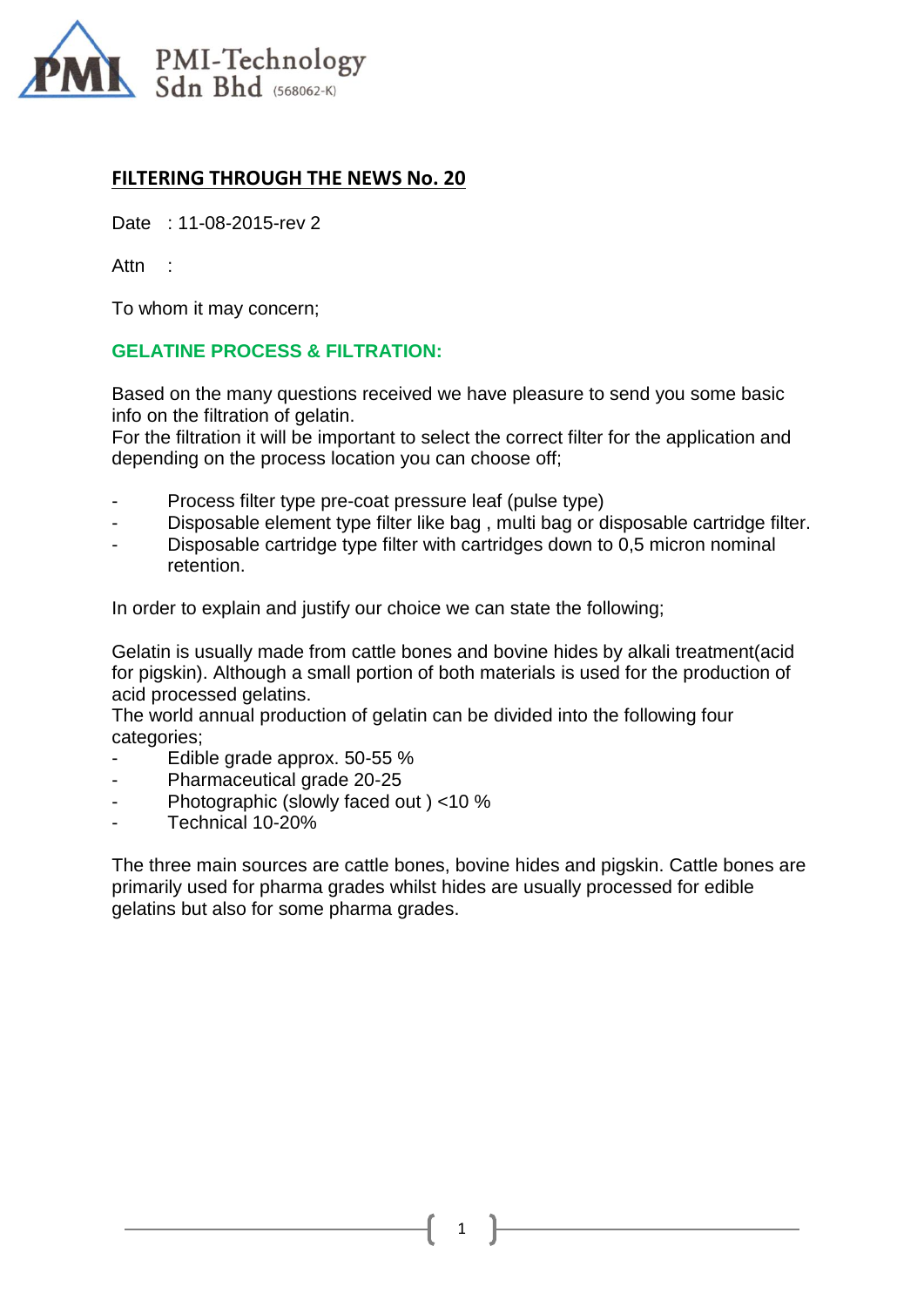PMI-Technology Sdn Bhd (568062-K)

## FILTERING THROUGH THE NEWS No. 20

Date : 11-08-2015-rev 2

Attn :

To whom it may concern;

### GELATINE PROCESS & FILTRATION:

Based on the many questions received we have pleasure to send you some basic info on the filtration of gelatin.
For the filtration it will be important to select the correct filter for the application and depending on the process location you can choose off;

- Process filter type pre-coat pressure leaf (pulse type)
- Disposable element type filter like bag , multi bag or disposable cartridge filter.
- Disposable cartridge type filter with cartridges down to 0,5 micron nominal retention.

In order to explain and justify our choice we can state the following;

Gelatin is usually made from cattle bones and bovine hides by alkali treatment(acid for pigskin). Although a small portion of both materials is used for the production of acid processed gelatins.
The world annual production of gelatin can be divided into the following four categories;

- Edible grade approx. 50-55 %
- Pharmaceutical grade 20-25
- Photographic (slowly faced out ) <10 %
- Technical 10-20%

The three main sources are cattle bones, bovine hides and pigskin. Cattle bones are primarily used for pharma grades whilst hides are usually processed for edible gelatins but also for some pharma grades.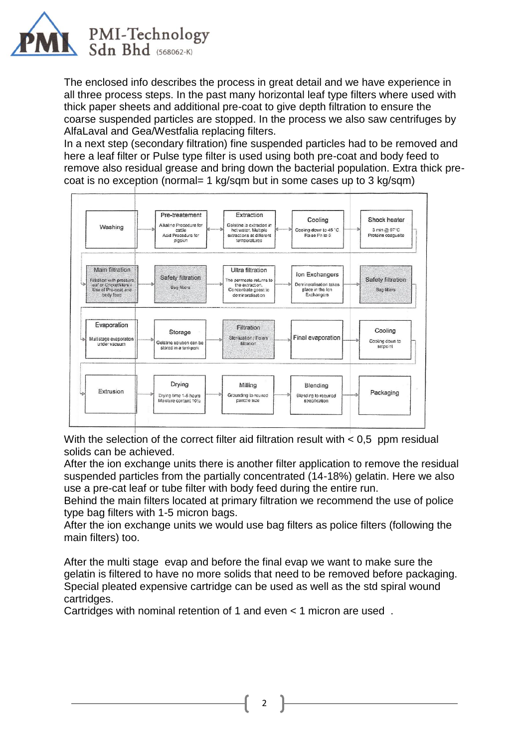The enclosed info describes the process in great detail and we have experience in all three process steps. In the past many horizontal leaf type filters where used with thick paper sheets and additional pre-coat to give depth filtration to ensure the coarse suspended particles are stopped. In the process we also saw centrifuges by AlfaLaval and Gea/Westfalia replacing filters.
In a next step (secondary filtration) fine suspended particles had to be removed and here a leaf filter or Pulse type filter is used using both pre-coat and body feed to remove also residual grease and bring down the bacterial population. Extra thick pre-coat is no exception (normal= 1 kg/sqm but in some cases up to 3 kg/sqm)

1. **Washing**
2. **Pre-treatement** – Alkaline Procedure for cattle; Acid Procedure for pigskin
3. **Extraction** – Gelatine is extracted in hot water. Multiple extractions at different temperatures
4. **Cooling** – Cooling down to 45 °C. Raise Ph to 5
5. **Shock heater** – 3 min @ 97°C. Proteins coagulate
6. **Main filtration** – Filtration with pressure leaf or Candlefilters + Use of Pre-coat and body feed
7. **Safety filtration** – Bag filters
8. **Ultra filtration** – The permeate returns to the extraction. Concentrate goest to demineralisation
9. **Ion Exchangers** – Demineralisation takes place in the Ion Exchangers
10. **Safety filtration** – Bag filters
11. **Evaporation** – Multistage evaporation under vacuum
12. **Storage** – Gelatine solution can be stored in a tankpark
13. **Filtration** – Sterilization / Polish filtration
14. **Final evaporation**
15. **Cooling** – Cooling down to setpoint
16. **Extrusion**
17. **Drying** – Drying time 1-5 hours. Moisture content 10%
18. **Milling** – Grounding to required particle size
19. **Blending** – Blending to required specification
20. **Packaging**

With the selection of the correct filter aid filtration result with < 0,5 ppm residual solids can be achieved.
After the ion exchange units there is another filter application to remove the residual suspended particles from the partially concentrated (14-18%) gelatin. Here we also use a pre-cat leaf or tube filter with body feed during the entire run.
Behind the main filters located at primary filtration we recommend the use of police type bag filters with 1-5 micron bags.
After the ion exchange units we would use bag filters as police filters (following the main filters) too.

After the multi stage evap and before the final evap we want to make sure the gelatin is filtered to have no more solids that need to be removed before packaging. Special pleated expensive cartridge can be used as well as the std spiral wound cartridges.
Cartridges with nominal retention of 1 and even < 1 micron are used .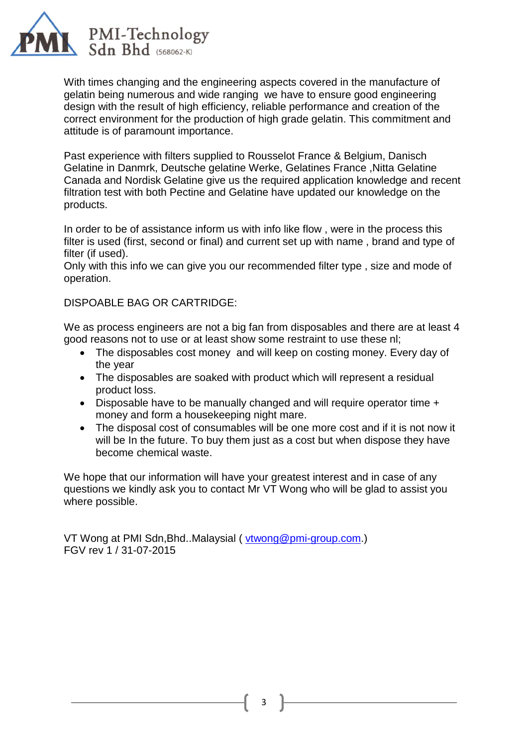With times changing and the engineering aspects covered in the manufacture of gelatin being numerous and wide ranging we have to ensure good engineering design with the result of high efficiency, reliable performance and creation of the correct environment for the production of high grade gelatin. This commitment and attitude is of paramount importance.

Past experience with filters supplied to Rousselot France & Belgium, Danisch Gelatine in Danmrk, Deutsche gelatine Werke, Gelatines France ,Nitta Gelatine Canada and Nordisk Gelatine give us the required application knowledge and recent filtration test with both Pectine and Gelatine have updated our knowledge on the products.

In order to be of assistance inform us with info like flow , were in the process this filter is used (first, second or final) and current set up with name , brand and type of filter (if used).
Only with this info we can give you our recommended filter type , size and mode of operation.

DISPOABLE BAG OR CARTRIDGE:

We as process engineers are not a big fan from disposables and there are at least 4 good reasons not to use or at least show some restraint to use these nl;

- The disposables cost money and will keep on costing money. Every day of the year
- The disposables are soaked with product which will represent a residual product loss.
- Disposable have to be manually changed and will require operator time + money and form a housekeeping night mare.
- The disposal cost of consumables will be one more cost and if it is not now it will be In the future. To buy them just as a cost but when dispose they have become chemical waste.

We hope that our information will have your greatest interest and in case of any questions we kindly ask you to contact Mr VT Wong who will be glad to assist you where possible.

VT Wong at PMI Sdn,Bhd..Malaysial ( vtwong@pmi-group.com.)
FGV rev 1 / 31-07-2015